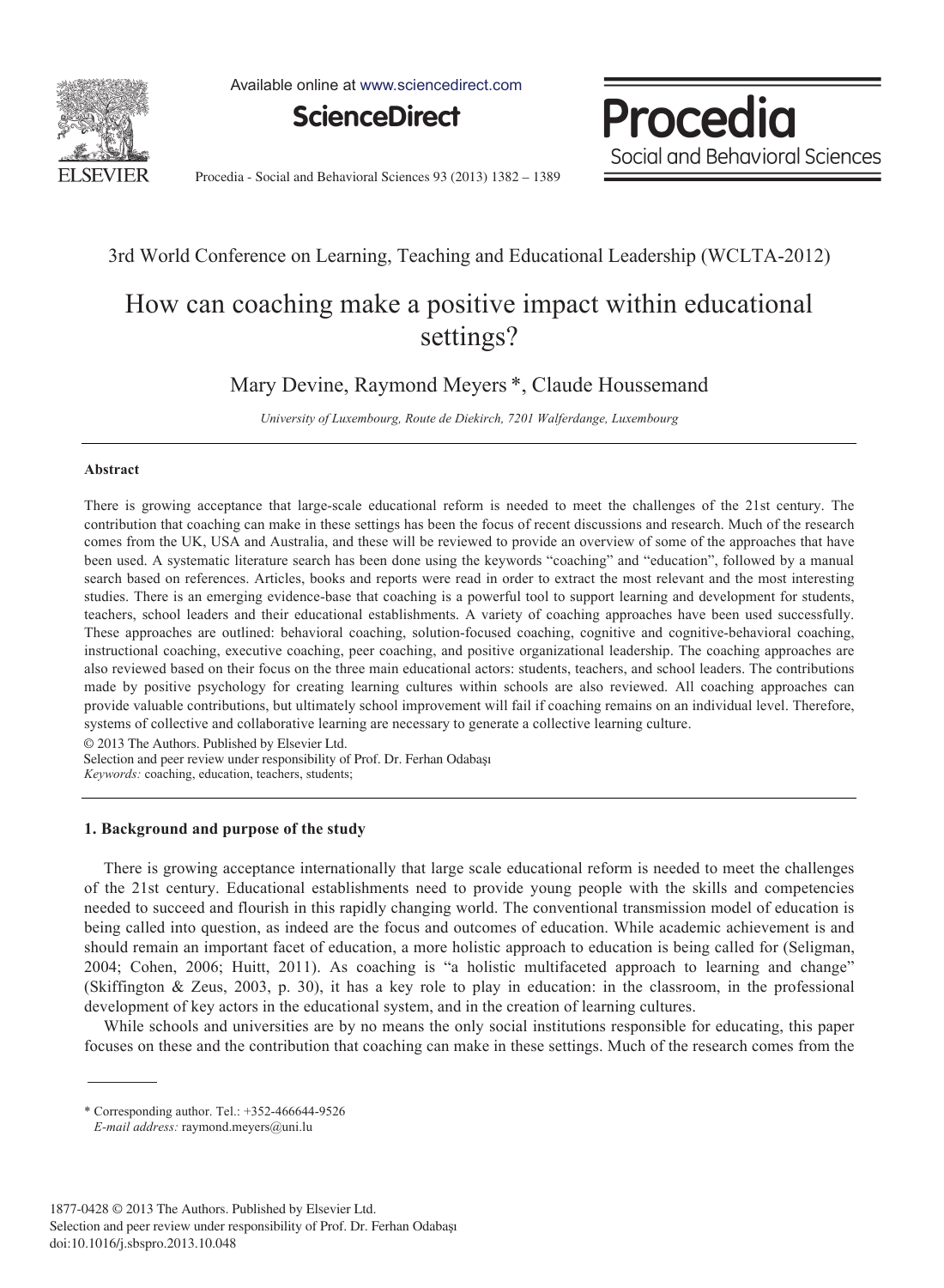3rd World Conference on Learning, Teaching and Educational Leadership (WCLTA-2012)

# How can coaching make a positive impact within educational settings?

Mary Devine, Raymond Meyers *, Claude Houssemand

*University of Luxembourg, Route de Diekirch, 7201 Walferdange, Luxembourg*

---

**Abstract**

There is growing acceptance that large-scale educational reform is needed to meet the challenges of the 21st century. The contribution that coaching can make in these settings has been the focus of recent discussions and research. Much of the research comes from the UK, USA and Australia, and these will be reviewed to provide an overview of some of the approaches that have been used. A systematic literature search has been done using the keywords "coaching" and "education", followed by a manual search based on references. Articles, books and reports were read in order to extract the most relevant and the most interesting studies. There is an emerging evidence-base that coaching is a powerful tool to support learning and development for students, teachers, school leaders and their educational establishments. A variety of coaching approaches have been used successfully. These approaches are outlined: behavioral coaching, solution-focused coaching, cognitive and cognitive-behavioral coaching, instructional coaching, executive coaching, peer coaching, and positive organizational leadership. The coaching approaches are also reviewed based on their focus on the three main educational actors: students, teachers, and school leaders. The contributions made by positive psychology for creating learning cultures within schools are also reviewed. All coaching approaches can provide valuable contributions, but ultimately school improvement will fail if coaching remains on an individual level. Therefore, systems of collective and collaborative learning are necessary to generate a collective learning culture.

© 2013 The Authors. Published by Elsevier Ltd.
Selection and peer review under responsibility of Prof. Dr. Ferhan Odabaşı
*Keywords:* coaching, education, teachers, students;

---

## 1. Background and purpose of the study

There is growing acceptance internationally that large scale educational reform is needed to meet the challenges of the 21st century. Educational establishments need to provide young people with the skills and competencies needed to succeed and flourish in this rapidly changing world. The conventional transmission model of education is being called into question, as indeed are the focus and outcomes of education. While academic achievement is and should remain an important facet of education, a more holistic approach to education is being called for (Seligman, 2004; Cohen, 2006; Huitt, 2011). As coaching is "a holistic multifaceted approach to learning and change" (Skiffington & Zeus, 2003, p. 30), it has a key role to play in education: in the classroom, in the professional development of key actors in the educational system, and in the creation of learning cultures.

While schools and universities are by no means the only social institutions responsible for educating, this paper focuses on these and the contribution that coaching can make in these settings. Much of the research comes from the

---

\* Corresponding author. Tel.: +352-466644-9526
*E-mail address:* raymond.meyers@uni.lu

1877-0428 © 2013 The Authors. Published by Elsevier Ltd.
Selection and peer review under responsibility of Prof. Dr. Ferhan Odabaşı
doi:10.1016/j.sbspro.2013.10.048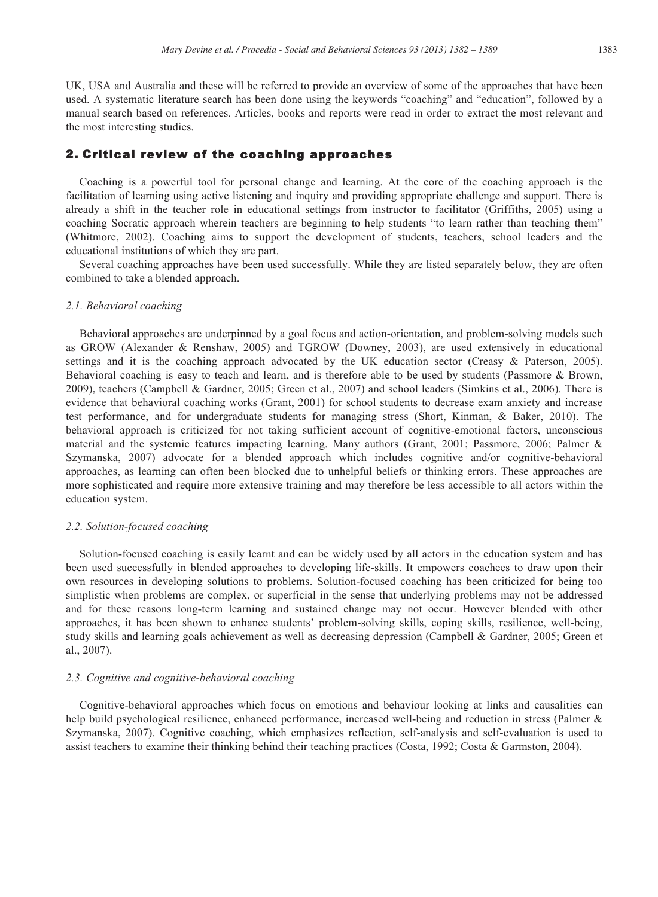UK, USA and Australia and these will be referred to provide an overview of some of the approaches that have been used. A systematic literature search has been done using the keywords "coaching" and "education", followed by a manual search based on references. Articles, books and reports were read in order to extract the most relevant and the most interesting studies.

## 2. Critical review of the coaching approaches

Coaching is a powerful tool for personal change and learning. At the core of the coaching approach is the facilitation of learning using active listening and inquiry and providing appropriate challenge and support. There is already a shift in the teacher role in educational settings from instructor to facilitator (Griffiths, 2005) using a coaching Socratic approach wherein teachers are beginning to help students "to learn rather than teaching them" (Whitmore, 2002). Coaching aims to support the development of students, teachers, school leaders and the educational institutions of which they are part.

Several coaching approaches have been used successfully. While they are listed separately below, they are often combined to take a blended approach.

### *2.1. Behavioral coaching*

Behavioral approaches are underpinned by a goal focus and action-orientation, and problem-solving models such as GROW (Alexander & Renshaw, 2005) and TGROW (Downey, 2003), are used extensively in educational settings and it is the coaching approach advocated by the UK education sector (Creasy & Paterson, 2005). Behavioral coaching is easy to teach and learn, and is therefore able to be used by students (Passmore & Brown, 2009), teachers (Campbell & Gardner, 2005; Green et al., 2007) and school leaders (Simkins et al., 2006). There is evidence that behavioral coaching works (Grant, 2001) for school students to decrease exam anxiety and increase test performance, and for undergraduate students for managing stress (Short, Kinman, & Baker, 2010). The behavioral approach is criticized for not taking sufficient account of cognitive-emotional factors, unconscious material and the systemic features impacting learning. Many authors (Grant, 2001; Passmore, 2006; Palmer & Szymanska, 2007) advocate for a blended approach which includes cognitive and/or cognitive-behavioral approaches, as learning can often been blocked due to unhelpful beliefs or thinking errors. These approaches are more sophisticated and require more extensive training and may therefore be less accessible to all actors within the education system.

### *2.2. Solution-focused coaching*

Solution-focused coaching is easily learnt and can be widely used by all actors in the education system and has been used successfully in blended approaches to developing life-skills. It empowers coachees to draw upon their own resources in developing solutions to problems. Solution-focused coaching has been criticized for being too simplistic when problems are complex, or superficial in the sense that underlying problems may not be addressed and for these reasons long-term learning and sustained change may not occur. However blended with other approaches, it has been shown to enhance students' problem-solving skills, coping skills, resilience, well-being, study skills and learning goals achievement as well as decreasing depression (Campbell & Gardner, 2005; Green et al., 2007).

### *2.3. Cognitive and cognitive-behavioral coaching*

Cognitive-behavioral approaches which focus on emotions and behaviour looking at links and causalities can help build psychological resilience, enhanced performance, increased well-being and reduction in stress (Palmer & Szymanska, 2007). Cognitive coaching, which emphasizes reflection, self-analysis and self-evaluation is used to assist teachers to examine their thinking behind their teaching practices (Costa, 1992; Costa & Garmston, 2004).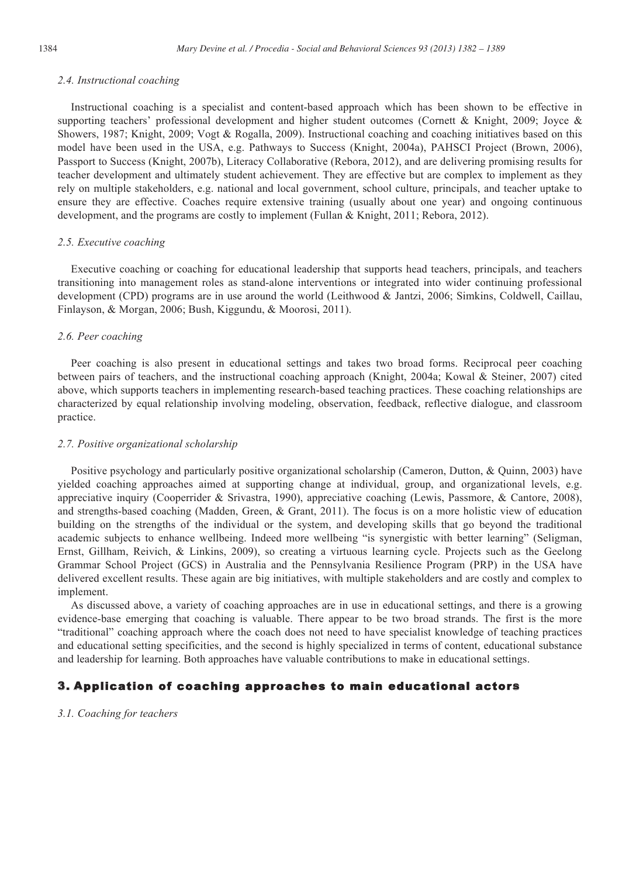### *2.4. Instructional coaching*

Instructional coaching is a specialist and content-based approach which has been shown to be effective in supporting teachers' professional development and higher student outcomes (Cornett & Knight, 2009; Joyce & Showers, 1987; Knight, 2009; Vogt & Rogalla, 2009). Instructional coaching and coaching initiatives based on this model have been used in the USA, e.g. Pathways to Success (Knight, 2004a), PAHSCI Project (Brown, 2006), Passport to Success (Knight, 2007b), Literacy Collaborative (Rebora, 2012), and are delivering promising results for teacher development and ultimately student achievement. They are effective but are complex to implement as they rely on multiple stakeholders, e.g. national and local government, school culture, principals, and teacher uptake to ensure they are effective. Coaches require extensive training (usually about one year) and ongoing continuous development, and the programs are costly to implement (Fullan & Knight, 2011; Rebora, 2012).

### *2.5. Executive coaching*

Executive coaching or coaching for educational leadership that supports head teachers, principals, and teachers transitioning into management roles as stand-alone interventions or integrated into wider continuing professional development (CPD) programs are in use around the world (Leithwood & Jantzi, 2006; Simkins, Coldwell, Caillau, Finlayson, & Morgan, 2006; Bush, Kiggundu, & Moorosi, 2011).

### *2.6. Peer coaching*

Peer coaching is also present in educational settings and takes two broad forms. Reciprocal peer coaching between pairs of teachers, and the instructional coaching approach (Knight, 2004a; Kowal & Steiner, 2007) cited above, which supports teachers in implementing research-based teaching practices. These coaching relationships are characterized by equal relationship involving modeling, observation, feedback, reflective dialogue, and classroom practice.

### *2.7. Positive organizational scholarship*

Positive psychology and particularly positive organizational scholarship (Cameron, Dutton, & Quinn, 2003) have yielded coaching approaches aimed at supporting change at individual, group, and organizational levels, e.g. appreciative inquiry (Cooperrider & Srivastra, 1990), appreciative coaching (Lewis, Passmore, & Cantore, 2008), and strengths-based coaching (Madden, Green, & Grant, 2011). The focus is on a more holistic view of education building on the strengths of the individual or the system, and developing skills that go beyond the traditional academic subjects to enhance wellbeing. Indeed more wellbeing "is synergistic with better learning" (Seligman, Ernst, Gillham, Reivich, & Linkins, 2009), so creating a virtuous learning cycle. Projects such as the Geelong Grammar School Project (GCS) in Australia and the Pennsylvania Resilience Program (PRP) in the USA have delivered excellent results. These again are big initiatives, with multiple stakeholders and are costly and complex to implement.

As discussed above, a variety of coaching approaches are in use in educational settings, and there is a growing evidence-base emerging that coaching is valuable. There appear to be two broad strands. The first is the more "traditional" coaching approach where the coach does not need to have specialist knowledge of teaching practices and educational setting specificities, and the second is highly specialized in terms of content, educational substance and leadership for learning. Both approaches have valuable contributions to make in educational settings.

## 3. Application of coaching approaches to main educational actors

### *3.1. Coaching for teachers*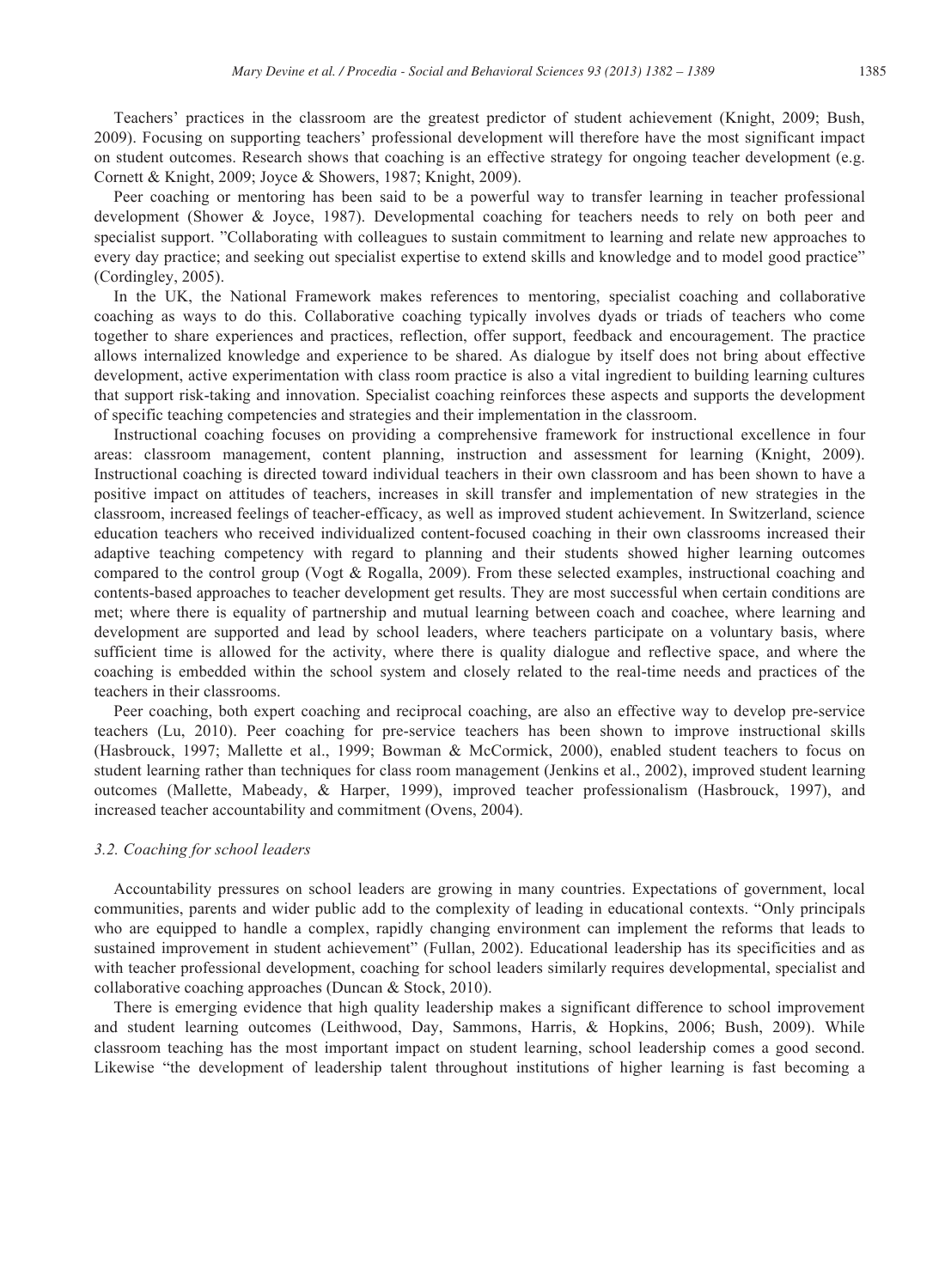Teachers' practices in the classroom are the greatest predictor of student achievement (Knight, 2009; Bush, 2009). Focusing on supporting teachers' professional development will therefore have the most significant impact on student outcomes. Research shows that coaching is an effective strategy for ongoing teacher development (e.g. Cornett & Knight, 2009; Joyce & Showers, 1987; Knight, 2009).

Peer coaching or mentoring has been said to be a powerful way to transfer learning in teacher professional development (Shower & Joyce, 1987). Developmental coaching for teachers needs to rely on both peer and specialist support. "Collaborating with colleagues to sustain commitment to learning and relate new approaches to every day practice; and seeking out specialist expertise to extend skills and knowledge and to model good practice" (Cordingley, 2005).

In the UK, the National Framework makes references to mentoring, specialist coaching and collaborative coaching as ways to do this. Collaborative coaching typically involves dyads or triads of teachers who come together to share experiences and practices, reflection, offer support, feedback and encouragement. The practice allows internalized knowledge and experience to be shared. As dialogue by itself does not bring about effective development, active experimentation with class room practice is also a vital ingredient to building learning cultures that support risk-taking and innovation. Specialist coaching reinforces these aspects and supports the development of specific teaching competencies and strategies and their implementation in the classroom.

Instructional coaching focuses on providing a comprehensive framework for instructional excellence in four areas: classroom management, content planning, instruction and assessment for learning (Knight, 2009). Instructional coaching is directed toward individual teachers in their own classroom and has been shown to have a positive impact on attitudes of teachers, increases in skill transfer and implementation of new strategies in the classroom, increased feelings of teacher-efficacy, as well as improved student achievement. In Switzerland, science education teachers who received individualized content-focused coaching in their own classrooms increased their adaptive teaching competency with regard to planning and their students showed higher learning outcomes compared to the control group (Vogt & Rogalla, 2009). From these selected examples, instructional coaching and contents-based approaches to teacher development get results. They are most successful when certain conditions are met; where there is equality of partnership and mutual learning between coach and coachee, where learning and development are supported and lead by school leaders, where teachers participate on a voluntary basis, where sufficient time is allowed for the activity, where there is quality dialogue and reflective space, and where the coaching is embedded within the school system and closely related to the real-time needs and practices of the teachers in their classrooms.

Peer coaching, both expert coaching and reciprocal coaching, are also an effective way to develop pre-service teachers (Lu, 2010). Peer coaching for pre-service teachers has been shown to improve instructional skills (Hasbrouck, 1997; Mallette et al., 1999; Bowman & McCormick, 2000), enabled student teachers to focus on student learning rather than techniques for class room management (Jenkins et al., 2002), improved student learning outcomes (Mallette, Mabeady, & Harper, 1999), improved teacher professionalism (Hasbrouck, 1997), and increased teacher accountability and commitment (Ovens, 2004).

### *3.2. Coaching for school leaders*

Accountability pressures on school leaders are growing in many countries. Expectations of government, local communities, parents and wider public add to the complexity of leading in educational contexts. "Only principals who are equipped to handle a complex, rapidly changing environment can implement the reforms that leads to sustained improvement in student achievement" (Fullan, 2002). Educational leadership has its specificities and as with teacher professional development, coaching for school leaders similarly requires developmental, specialist and collaborative coaching approaches (Duncan & Stock, 2010).

There is emerging evidence that high quality leadership makes a significant difference to school improvement and student learning outcomes (Leithwood, Day, Sammons, Harris, & Hopkins, 2006; Bush, 2009). While classroom teaching has the most important impact on student learning, school leadership comes a good second. Likewise "the development of leadership talent throughout institutions of higher learning is fast becoming a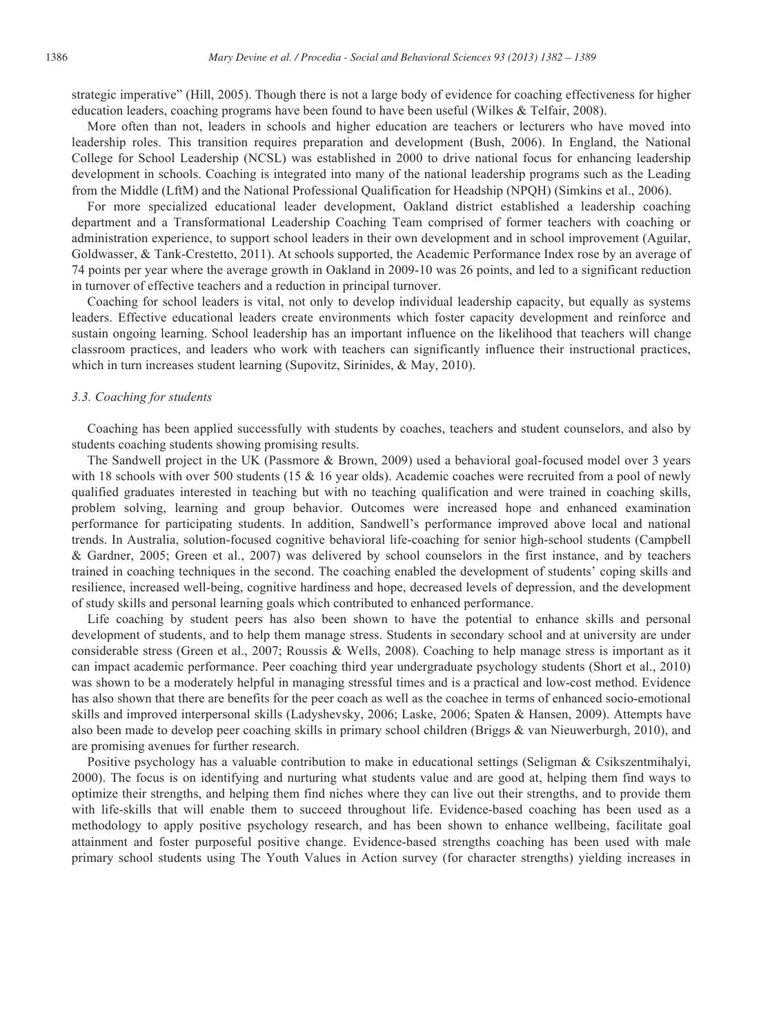strategic imperative" (Hill, 2005). Though there is not a large body of evidence for coaching effectiveness for higher education leaders, coaching programs have been found to have been useful (Wilkes & Telfair, 2008).

More often than not, leaders in schools and higher education are teachers or lecturers who have moved into leadership roles. This transition requires preparation and development (Bush, 2006). In England, the National College for School Leadership (NCSL) was established in 2000 to drive national focus for enhancing leadership development in schools. Coaching is integrated into many of the national leadership programs such as the Leading from the Middle (LftM) and the National Professional Qualification for Headship (NPQH) (Simkins et al., 2006).

For more specialized educational leader development, Oakland district established a leadership coaching department and a Transformational Leadership Coaching Team comprised of former teachers with coaching or administration experience, to support school leaders in their own development and in school improvement (Aguilar, Goldwasser, & Tank-Crestetto, 2011). At schools supported, the Academic Performance Index rose by an average of 74 points per year where the average growth in Oakland in 2009-10 was 26 points, and led to a significant reduction in turnover of effective teachers and a reduction in principal turnover.

Coaching for school leaders is vital, not only to develop individual leadership capacity, but equally as systems leaders. Effective educational leaders create environments which foster capacity development and reinforce and sustain ongoing learning. School leadership has an important influence on the likelihood that teachers will change classroom practices, and leaders who work with teachers can significantly influence their instructional practices, which in turn increases student learning (Supovitz, Sirinides, & May, 2010).

### *3.3. Coaching for students*

Coaching has been applied successfully with students by coaches, teachers and student counselors, and also by students coaching students showing promising results.

The Sandwell project in the UK (Passmore & Brown, 2009) used a behavioral goal-focused model over 3 years with 18 schools with over 500 students (15 & 16 year olds). Academic coaches were recruited from a pool of newly qualified graduates interested in teaching but with no teaching qualification and were trained in coaching skills, problem solving, learning and group behavior. Outcomes were increased hope and enhanced examination performance for participating students. In addition, Sandwell's performance improved above local and national trends. In Australia, solution-focused cognitive behavioral life-coaching for senior high-school students (Campbell & Gardner, 2005; Green et al., 2007) was delivered by school counselors in the first instance, and by teachers trained in coaching techniques in the second. The coaching enabled the development of students' coping skills and resilience, increased well-being, cognitive hardiness and hope, decreased levels of depression, and the development of study skills and personal learning goals which contributed to enhanced performance.

Life coaching by student peers has also been shown to have the potential to enhance skills and personal development of students, and to help them manage stress. Students in secondary school and at university are under considerable stress (Green et al., 2007; Roussis & Wells, 2008). Coaching to help manage stress is important as it can impact academic performance. Peer coaching third year undergraduate psychology students (Short et al., 2010) was shown to be a moderately helpful in managing stressful times and is a practical and low-cost method. Evidence has also shown that there are benefits for the peer coach as well as the coachee in terms of enhanced socio-emotional skills and improved interpersonal skills (Ladyshevsky, 2006; Laske, 2006; Spaten & Hansen, 2009). Attempts have also been made to develop peer coaching skills in primary school children (Briggs & van Nieuwerburgh, 2010), and are promising avenues for further research.

Positive psychology has a valuable contribution to make in educational settings (Seligman & Csikszentmihalyi, 2000). The focus is on identifying and nurturing what students value and are good at, helping them find ways to optimize their strengths, and helping them find niches where they can live out their strengths, and to provide them with life-skills that will enable them to succeed throughout life. Evidence-based coaching has been used as a methodology to apply positive psychology research, and has been shown to enhance wellbeing, facilitate goal attainment and foster purposeful positive change. Evidence-based strengths coaching has been used with male primary school students using The Youth Values in Action survey (for character strengths) yielding increases in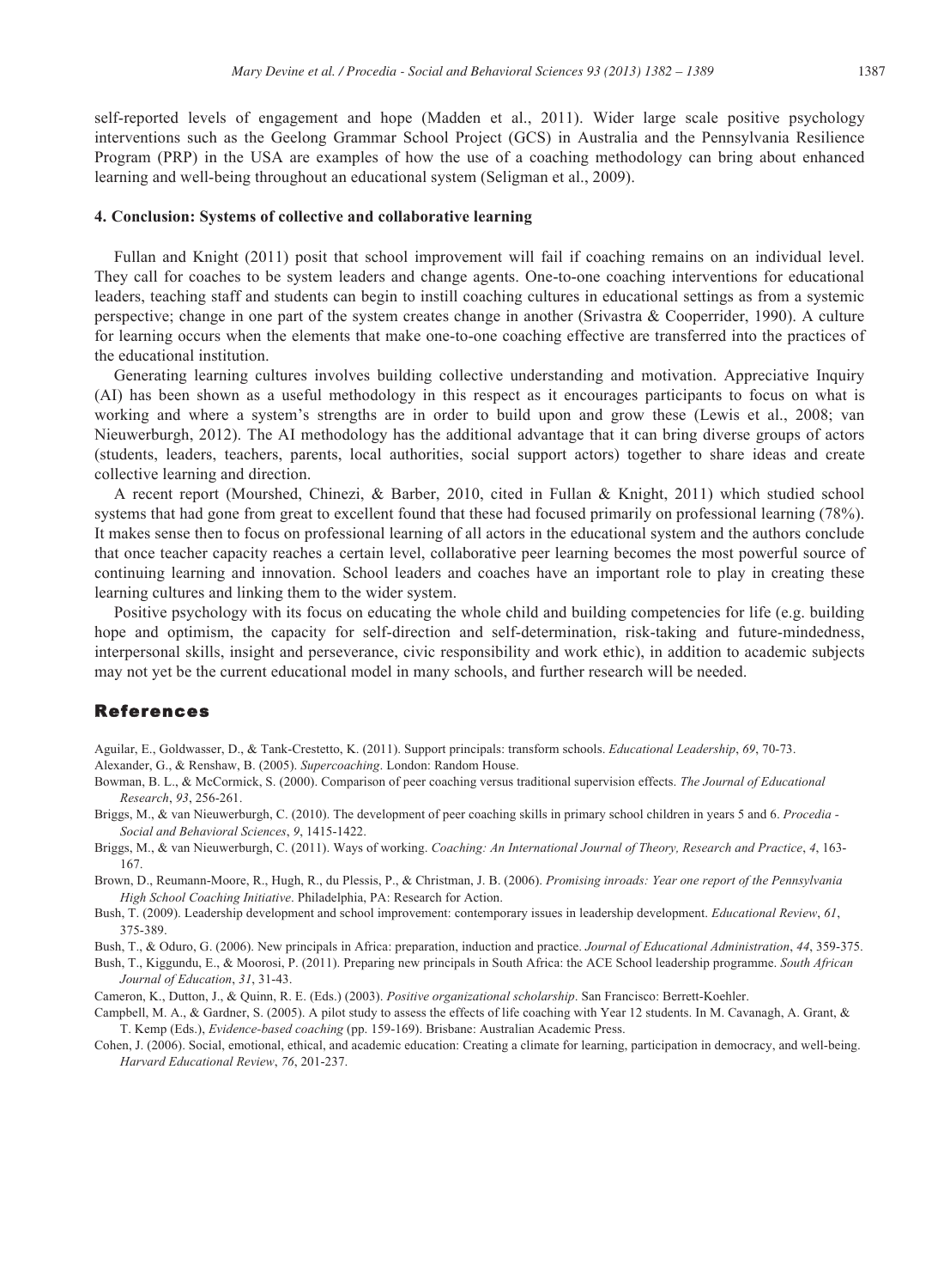self-reported levels of engagement and hope (Madden et al., 2011). Wider large scale positive psychology interventions such as the Geelong Grammar School Project (GCS) in Australia and the Pennsylvania Resilience Program (PRP) in the USA are examples of how the use of a coaching methodology can bring about enhanced learning and well-being throughout an educational system (Seligman et al., 2009).

## 4. Conclusion: Systems of collective and collaborative learning

Fullan and Knight (2011) posit that school improvement will fail if coaching remains on an individual level. They call for coaches to be system leaders and change agents. One-to-one coaching interventions for educational leaders, teaching staff and students can begin to instill coaching cultures in educational settings as from a systemic perspective; change in one part of the system creates change in another (Srivastra & Cooperrider, 1990). A culture for learning occurs when the elements that make one-to-one coaching effective are transferred into the practices of the educational institution.

Generating learning cultures involves building collective understanding and motivation. Appreciative Inquiry (AI) has been shown as a useful methodology in this respect as it encourages participants to focus on what is working and where a system's strengths are in order to build upon and grow these (Lewis et al., 2008; van Nieuwerburgh, 2012). The AI methodology has the additional advantage that it can bring diverse groups of actors (students, leaders, teachers, parents, local authorities, social support actors) together to share ideas and create collective learning and direction.

A recent report (Mourshed, Chinezi, & Barber, 2010, cited in Fullan & Knight, 2011) which studied school systems that had gone from great to excellent found that these had focused primarily on professional learning (78%). It makes sense then to focus on professional learning of all actors in the educational system and the authors conclude that once teacher capacity reaches a certain level, collaborative peer learning becomes the most powerful source of continuing learning and innovation. School leaders and coaches have an important role to play in creating these learning cultures and linking them to the wider system.

Positive psychology with its focus on educating the whole child and building competencies for life (e.g. building hope and optimism, the capacity for self-direction and self-determination, risk-taking and future-mindedness, interpersonal skills, insight and perseverance, civic responsibility and work ethic), in addition to academic subjects may not yet be the current educational model in many schools, and further research will be needed.

## References

Aguilar, E., Goldwasser, D., & Tank-Crestetto, K. (2011). Support principals: transform schools. *Educational Leadership*, *69*, 70-73.

Alexander, G., & Renshaw, B. (2005). *Supercoaching*. London: Random House.

Bowman, B. L., & McCormick, S. (2000). Comparison of peer coaching versus traditional supervision effects. *The Journal of Educational Research*, *93*, 256-261.

Briggs, M., & van Nieuwerburgh, C. (2010). The development of peer coaching skills in primary school children in years 5 and 6. *Procedia - Social and Behavioral Sciences*, *9*, 1415-1422.

Briggs, M., & van Nieuwerburgh, C. (2011). Ways of working. *Coaching: An International Journal of Theory, Research and Practice*, *4*, 163-167.

Brown, D., Reumann-Moore, R., Hugh, R., du Plessis, P., & Christman, J. B. (2006). *Promising inroads: Year one report of the Pennsylvania High School Coaching Initiative*. Philadelphia, PA: Research for Action.

Bush, T. (2009). Leadership development and school improvement: contemporary issues in leadership development. *Educational Review*, *61*, 375-389.

Bush, T., & Oduro, G. (2006). New principals in Africa: preparation, induction and practice. *Journal of Educational Administration*, *44*, 359-375.

Bush, T., Kiggundu, E., & Moorosi, P. (2011). Preparing new principals in South Africa: the ACE School leadership programme. *South African Journal of Education*, *31*, 31-43.

Cameron, K., Dutton, J., & Quinn, R. E. (Eds.) (2003). *Positive organizational scholarship*. San Francisco: Berrett-Koehler.

Campbell, M. A., & Gardner, S. (2005). A pilot study to assess the effects of life coaching with Year 12 students. In M. Cavanagh, A. Grant, & T. Kemp (Eds.), *Evidence-based coaching* (pp. 159-169). Brisbane: Australian Academic Press.

Cohen, J. (2006). Social, emotional, ethical, and academic education: Creating a climate for learning, participation in democracy, and well-being. *Harvard Educational Review*, *76*, 201-237.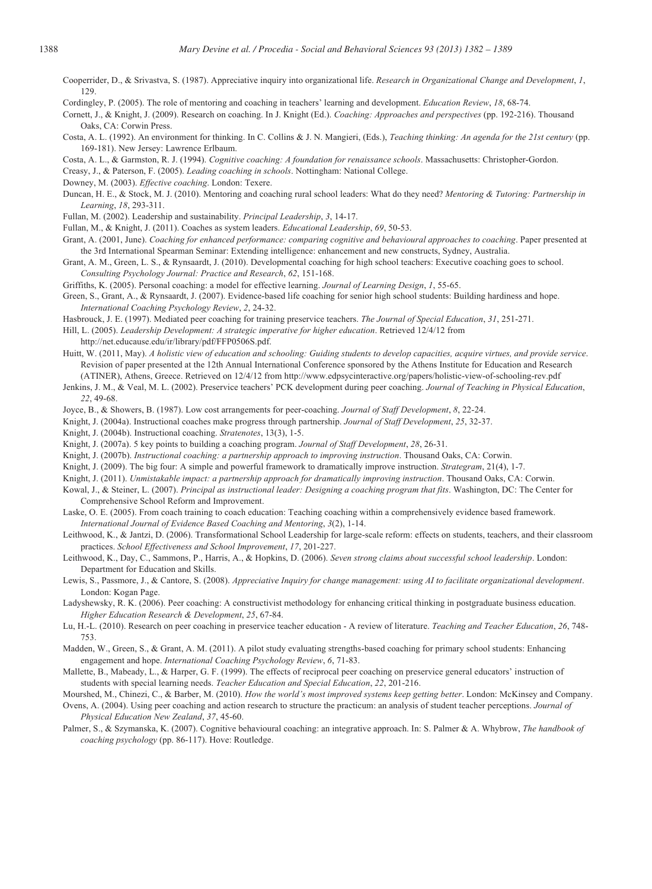Cooperrider, D., & Srivastva, S. (1987). Appreciative inquiry into organizational life. *Research in Organizational Change and Development*, *1*, 129.

Cordingley, P. (2005). The role of mentoring and coaching in teachers' learning and development. *Education Review*, *18*, 68-74.

Cornett, J., & Knight, J. (2009). Research on coaching. In J. Knight (Ed.). *Coaching: Approaches and perspectives* (pp. 192-216). Thousand Oaks, CA: Corwin Press.

Costa, A. L. (1992). An environment for thinking. In C. Collins & J. N. Mangieri, (Eds.), *Teaching thinking: An agenda for the 21st century* (pp. 169-181). New Jersey: Lawrence Erlbaum.

Costa, A. L., & Garmston, R. J. (1994). *Cognitive coaching: A foundation for renaissance schools*. Massachusetts: Christopher-Gordon.

Creasy, J., & Paterson, F. (2005). *Leading coaching in schools*. Nottingham: National College.

Downey, M. (2003). *Effective coaching*. London: Texere.

Duncan, H. E., & Stock, M. J. (2010). Mentoring and coaching rural school leaders: What do they need? *Mentoring & Tutoring: Partnership in Learning*, *18*, 293-311.

Fullan, M. (2002). Leadership and sustainability. *Principal Leadership*, *3*, 14-17.

Fullan, M., & Knight, J. (2011). Coaches as system leaders. *Educational Leadership*, *69*, 50-53.

Grant, A. (2001, June). *Coaching for enhanced performance: comparing cognitive and behavioural approaches to coaching*. Paper presented at the 3rd International Spearman Seminar: Extending intelligence: enhancement and new constructs, Sydney, Australia.

Grant, A. M., Green, L. S., & Rynsaardt, J. (2010). Developmental coaching for high school teachers: Executive coaching goes to school. *Consulting Psychology Journal: Practice and Research*, *62*, 151-168.

Griffiths, K. (2005). Personal coaching: a model for effective learning. *Journal of Learning Design*, *1*, 55-65.

Green, S., Grant, A., & Rynsaardt, J. (2007). Evidence-based life coaching for senior high school students: Building hardiness and hope. *International Coaching Psychology Review*, *2*, 24-32.

Hasbrouck, J. E. (1997). Mediated peer coaching for training preservice teachers. *The Journal of Special Education*, *31*, 251-271.

Hill, L. (2005). *Leadership Development: A strategic imperative for higher education*. Retrieved 12/4/12 from http://net.educause.edu/ir/library/pdf/FFP0506S.pdf.

Huitt, W. (2011, May). *A holistic view of education and schooling: Guiding students to develop capacities, acquire virtues, and provide service*. Revision of paper presented at the 12th Annual International Conference sponsored by the Athens Institute for Education and Research (ATINER), Athens, Greece. Retrieved on 12/4/12 from http://www.edpsycinteractive.org/papers/holistic-view-of-schooling-rev.pdf

Jenkins, J. M., & Veal, M. L. (2002). Preservice teachers' PCK development during peer coaching. *Journal of Teaching in Physical Education*, *22*, 49-68.

Joyce, B., & Showers, B. (1987). Low cost arrangements for peer-coaching. *Journal of Staff Development*, *8*, 22-24.

Knight, J. (2004a). Instructional coaches make progress through partnership. *Journal of Staff Development*, *25*, 32-37.

Knight, J. (2004b). Instructional coaching. *Stratenotes*, 13(3), 1-5.

Knight, J. (2007a). 5 key points to building a coaching program. *Journal of Staff Development*, *28*, 26-31.

Knight, J. (2007b). *Instructional coaching: a partnership approach to improving instruction*. Thousand Oaks, CA: Corwin.

Knight, J. (2009). The big four: A simple and powerful framework to dramatically improve instruction. *Strategram*, 21(4), 1-7.

Knight, J. (2011). *Unmistakable impact: a partnership approach for dramatically improving instruction*. Thousand Oaks, CA: Corwin.

Kowal, J., & Steiner, L. (2007). *Principal as instructional leader: Designing a coaching program that fits*. Washington, DC: The Center for Comprehensive School Reform and Improvement.

Laske, O. E. (2005). From coach training to coach education: Teaching coaching within a comprehensively evidence based framework. *International Journal of Evidence Based Coaching and Mentoring*, *3*(2), 1-14.

Leithwood, K., & Jantzi, D. (2006). Transformational School Leadership for large-scale reform: effects on students, teachers, and their classroom practices. *School Effectiveness and School Improvement*, *17*, 201-227.

Leithwood, K., Day, C., Sammons, P., Harris, A., & Hopkins, D. (2006). *Seven strong claims about successful school leadership*. London: Department for Education and Skills.

Lewis, S., Passmore, J., & Cantore, S. (2008). *Appreciative Inquiry for change management: using AI to facilitate organizational development*. London: Kogan Page.

Ladyshewsky, R. K. (2006). Peer coaching: A constructivist methodology for enhancing critical thinking in postgraduate business education. *Higher Education Research & Development*, *25*, 67-84.

Lu, H.-L. (2010). Research on peer coaching in preservice teacher education - A review of literature. *Teaching and Teacher Education*, *26*, 748-753.

Madden, W., Green, S., & Grant, A. M. (2011). A pilot study evaluating strengths-based coaching for primary school students: Enhancing engagement and hope. *International Coaching Psychology Review*, *6*, 71-83.

Mallette, B., Mabeady, L., & Harper, G. F. (1999). The effects of reciprocal peer coaching on preservice general educators' instruction of students with special learning needs. *Teacher Education and Special Education*, *22*, 201-216.

Mourshed, M., Chinezi, C., & Barber, M. (2010). *How the world's most improved systems keep getting better*. London: McKinsey and Company.

Ovens, A. (2004). Using peer coaching and action research to structure the practicum: an analysis of student teacher perceptions. *Journal of Physical Education New Zealand*, *37*, 45-60.

Palmer, S., & Szymanska, K. (2007). Cognitive behavioural coaching: an integrative approach. In: S. Palmer & A. Whybrow, *The handbook of coaching psychology* (pp. 86-117). Hove: Routledge.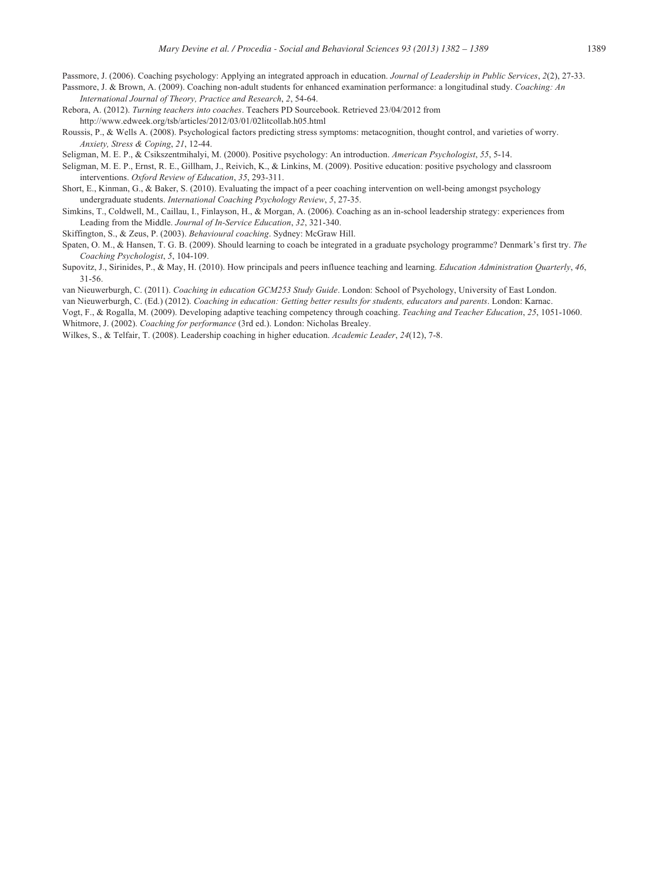Passmore, J. (2006). Coaching psychology: Applying an integrated approach in education. *Journal of Leadership in Public Services*, *2*(2), 27-33.

Passmore, J. & Brown, A. (2009). Coaching non-adult students for enhanced examination performance: a longitudinal study. *Coaching: An International Journal of Theory, Practice and Research*, *2*, 54-64.

Rebora, A. (2012). *Turning teachers into coaches*. Teachers PD Sourcebook. Retrieved 23/04/2012 from http://www.edweek.org/tsb/articles/2012/03/01/02litcollab.h05.html

Roussis, P., & Wells A. (2008). Psychological factors predicting stress symptoms: metacognition, thought control, and varieties of worry. *Anxiety, Stress & Coping*, *21*, 12-44.

Seligman, M. E. P., & Csikszentmihalyi, M. (2000). Positive psychology: An introduction. *American Psychologist*, *55*, 5-14.

Seligman, M. E. P., Ernst, R. E., Gillham, J., Reivich, K., & Linkins, M. (2009). Positive education: positive psychology and classroom interventions. *Oxford Review of Education*, *35*, 293-311.

Short, E., Kinman, G., & Baker, S. (2010). Evaluating the impact of a peer coaching intervention on well-being amongst psychology undergraduate students. *International Coaching Psychology Review*, *5*, 27-35.

Simkins, T., Coldwell, M., Caillau, I., Finlayson, H., & Morgan, A. (2006). Coaching as an in-school leadership strategy: experiences from Leading from the Middle. *Journal of In-Service Education*, *32*, 321-340.

Skiffington, S., & Zeus, P. (2003). *Behavioural coaching*. Sydney: McGraw Hill.

Spaten, O. M., & Hansen, T. G. B. (2009). Should learning to coach be integrated in a graduate psychology programme? Denmark's first try. *The Coaching Psychologist*, *5*, 104-109.

Supovitz, J., Sirinides, P., & May, H. (2010). How principals and peers influence teaching and learning. *Education Administration Quarterly*, *46*, 31-56.

van Nieuwerburgh, C. (2011). *Coaching in education GCM253 Study Guide*. London: School of Psychology, University of East London.

van Nieuwerburgh, C. (Ed.) (2012). *Coaching in education: Getting better results for students, educators and parents*. London: Karnac.

Vogt, F., & Rogalla, M. (2009). Developing adaptive teaching competency through coaching. *Teaching and Teacher Education*, *25*, 1051-1060.

Whitmore, J. (2002). *Coaching for performance* (3rd ed.). London: Nicholas Brealey.

Wilkes, S., & Telfair, T. (2008). Leadership coaching in higher education. *Academic Leader*, *24*(12), 7-8.